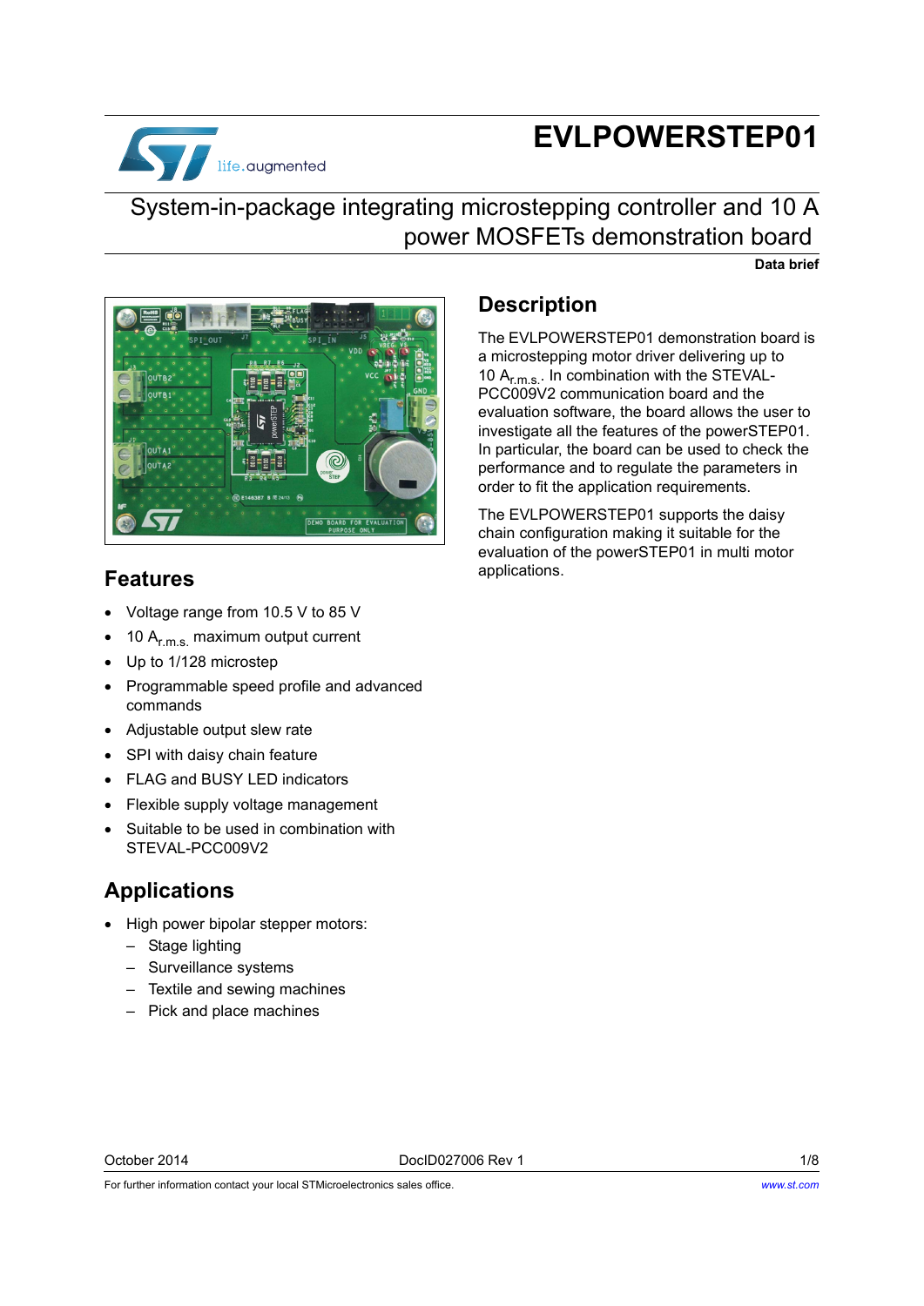# EVLPOWERSTEP01

## System-in-package integrating microstepping controller and 10 A power MOSFETs demonstration board

**Data brief**

## Features

- Voltage range from 10.5 V to 85 V
- 10 $A_{r.m.s.}$ maximum output current
- Up to 1/128 microstep
- Programmable speed profile and advanced commands
- Adjustable output slew rate
- SPI with daisy chain feature
- FLAG and BUSY LED indicators
- Flexible supply voltage management
- Suitable to be used in combination with STEVAL-PCC009V2

## Applications

- High power bipolar stepper motors:
  - Stage lighting
  - Surveillance systems
  - Textile and sewing machines
  - Pick and place machines

## Description

The EVLPOWERSTEP01 demonstration board is a microstepping motor driver delivering up to 10 $A_{r.m.s.}$. In combination with the STEVAL-PCC009V2 communication board and the evaluation software, the board allows the user to investigate all the features of the powerSTEP01. In particular, the board can be used to check the performance and to regulate the parameters in order to fit the application requirements.

The EVLPOWERSTEP01 supports the daisy chain configuration making it suitable for the evaluation of the powerSTEP01 in multi motor applications.

October 2014 DocID027006 Rev 1

For further information contact your local STMicroelectronics sales office. www.st.com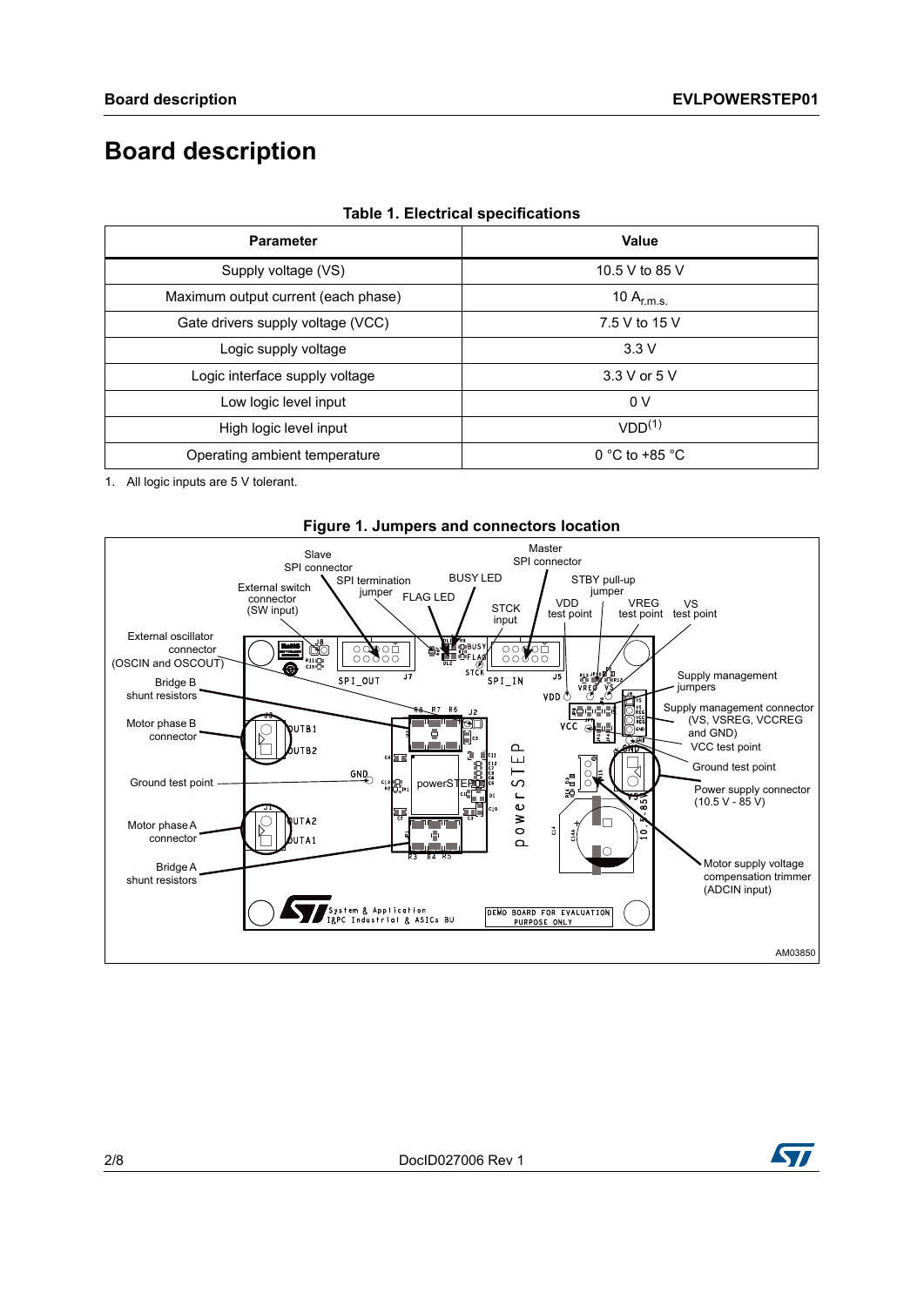# Board description

**Table 1. Electrical specifications**

| Parameter | Value |
|---|---|
| Supply voltage (VS) | 10.5 V to 85 V |
| Maximum output current (each phase) | 10 $A_{r.m.s.}$ |
| Gate drivers supply voltage (VCC) | 7.5 V to 15 V |
| Logic supply voltage | 3.3 V |
| Logic interface supply voltage | 3.3 V or 5 V |
| Low logic level input | 0 V |
| High logic level input | VDD[1] |
| Operating ambient temperature | 0 °C to +85 °C |

1. All logic inputs are 5 V tolerant.

**Figure 1. Jumpers and connectors location**

Slave SPI connector; SPI termination jumper; BUSY LED; FLAG LED; STCK input; Master SPI connector; STBY pull-up jumper; VDD test point; VREG test point; VS test point; External switch connector (SW input); External oscillator connector (OSCIN and OSCOUT); Bridge B shunt resistors; Motor phase B connector; Ground test point; Motor phase A connector; Bridge A shunt resistors; Supply management jumpers; Supply management connector (VS, VSREG, VCCREG and GND); VCC test point; Ground test point; Power supply connector (10.5 V - 85 V); Motor supply voltage compensation trimmer (ADCIN input)

AM03850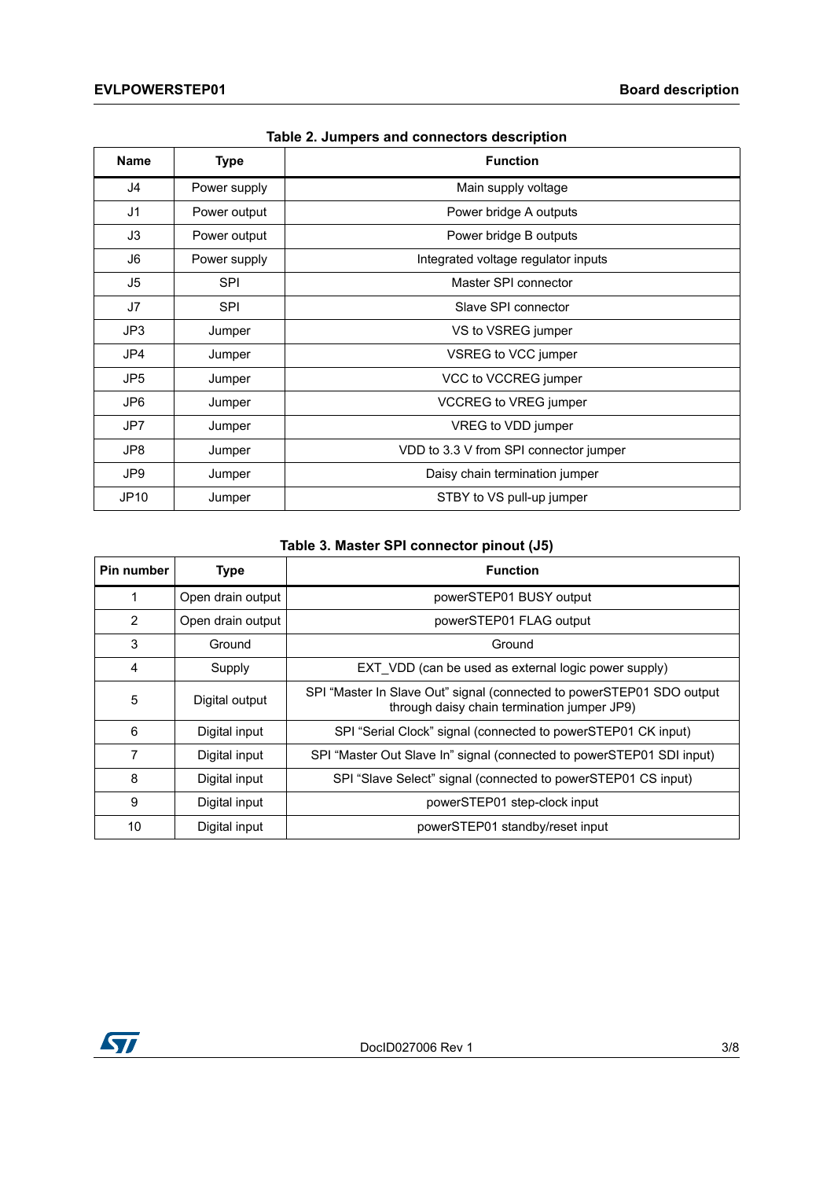Table 2. Jumpers and connectors description

| Name | Type | Function |
|---|---|---|
| J4 | Power supply | Main supply voltage |
| J1 | Power output | Power bridge A outputs |
| J3 | Power output | Power bridge B outputs |
| J6 | Power supply | Integrated voltage regulator inputs |
| J5 | SPI | Master SPI connector |
| J7 | SPI | Slave SPI connector |
| JP3 | Jumper | VS to VSREG jumper |
| JP4 | Jumper | VSREG to VCC jumper |
| JP5 | Jumper | VCC to VCCREG jumper |
| JP6 | Jumper | VCCREG to VREG jumper |
| JP7 | Jumper | VREG to VDD jumper |
| JP8 | Jumper | VDD to 3.3 V from SPI connector jumper |
| JP9 | Jumper | Daisy chain termination jumper |
| JP10 | Jumper | STBY to VS pull-up jumper |

Table 3. Master SPI connector pinout (J5)

| Pin number | Type | Function |
|---|---|---|
| 1 | Open drain output | powerSTEP01 BUSY output |
| 2 | Open drain output | powerSTEP01 FLAG output |
| 3 | Ground | Ground |
| 4 | Supply | EXT_VDD (can be used as external logic power supply) |
| 5 | Digital output | SPI “Master In Slave Out” signal (connected to powerSTEP01 SDO output through daisy chain termination jumper JP9) |
| 6 | Digital input | SPI “Serial Clock” signal (connected to powerSTEP01 CK input) |
| 7 | Digital input | SPI “Master Out Slave In” signal (connected to powerSTEP01 SDI input) |
| 8 | Digital input | SPI “Slave Select” signal (connected to powerSTEP01 CS input) |
| 9 | Digital input | powerSTEP01 step-clock input |
| 10 | Digital input | powerSTEP01 standby/reset input |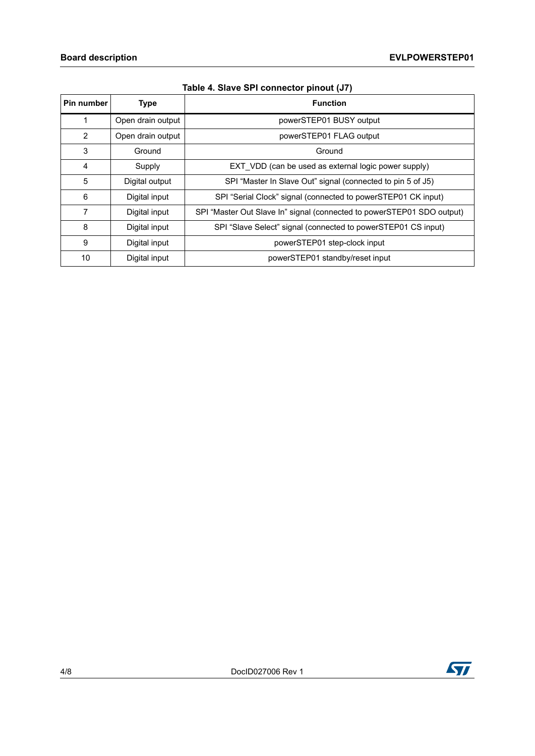**Table 4. Slave SPI connector pinout (J7)**

| Pin number | Type | Function |
|---|---|---|
| 1 | Open drain output | powerSTEP01 BUSY output |
| 2 | Open drain output | powerSTEP01 FLAG output |
| 3 | Ground | Ground |
| 4 | Supply | EXT_VDD (can be used as external logic power supply) |
| 5 | Digital output | SPI “Master In Slave Out” signal (connected to pin 5 of J5) |
| 6 | Digital input | SPI “Serial Clock” signal (connected to powerSTEP01 CK input) |
| 7 | Digital input | SPI “Master Out Slave In” signal (connected to powerSTEP01 SDO output) |
| 8 | Digital input | SPI “Slave Select” signal (connected to powerSTEP01 CS input) |
| 9 | Digital input | powerSTEP01 step-clock input |
| 10 | Digital input | powerSTEP01 standby/reset input |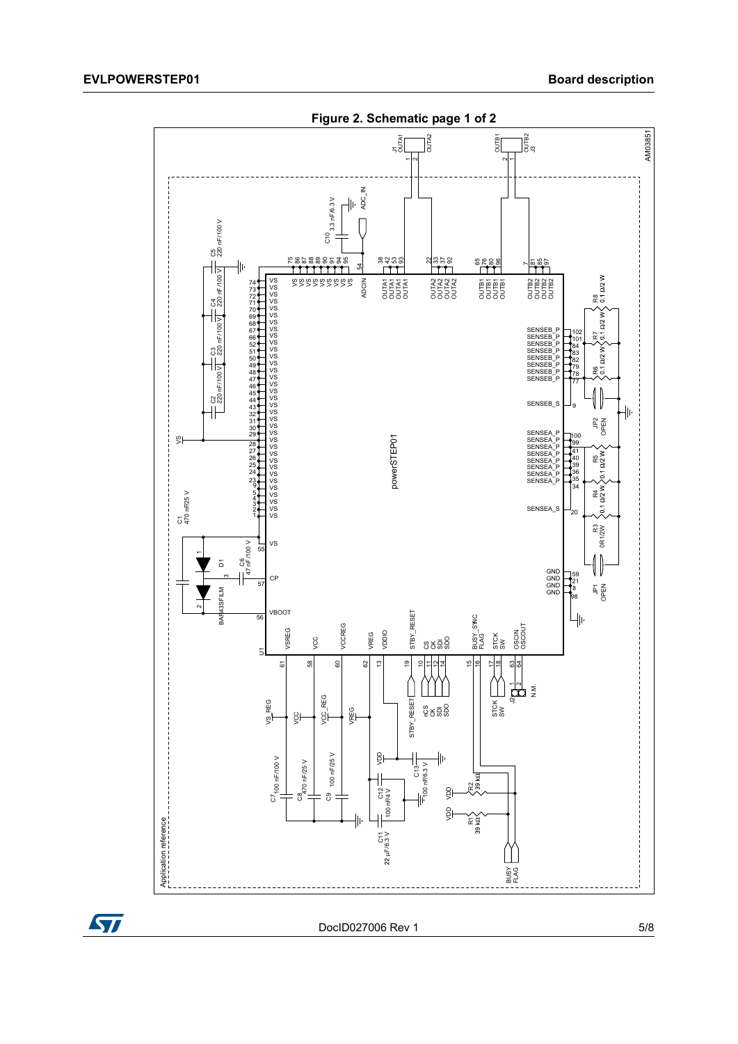**Figure 2. Schematic page 1 of 2**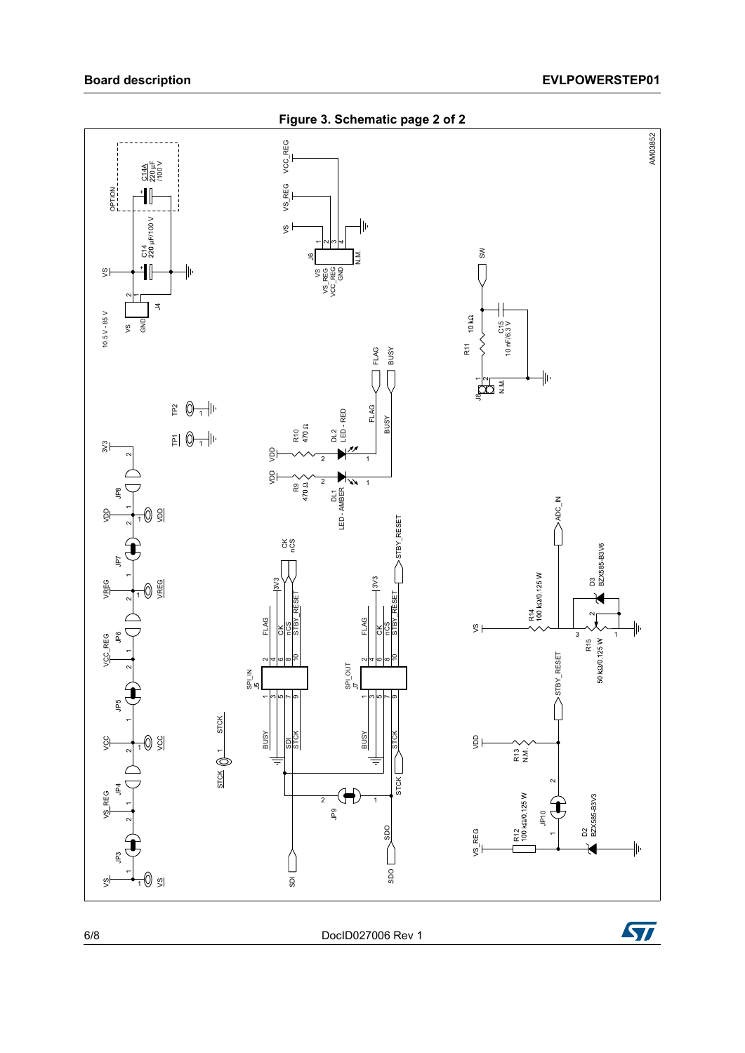**Figure 3. Schematic page 2 of 2**

AM03852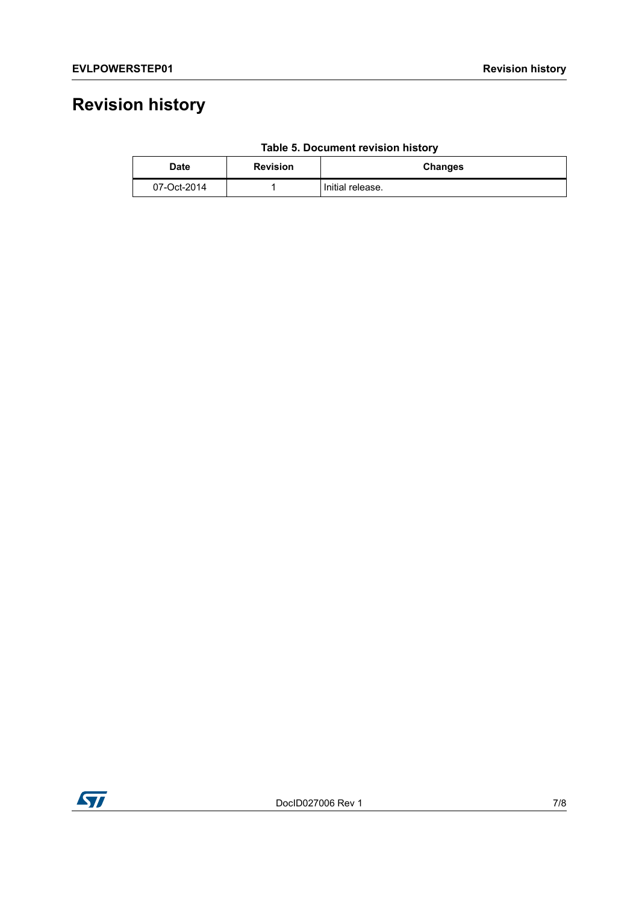# Revision history

**Table 5. Document revision history**

| Date | Revision | Changes |
| --- | --- | --- |
| 07-Oct-2014 | 1 | Initial release. |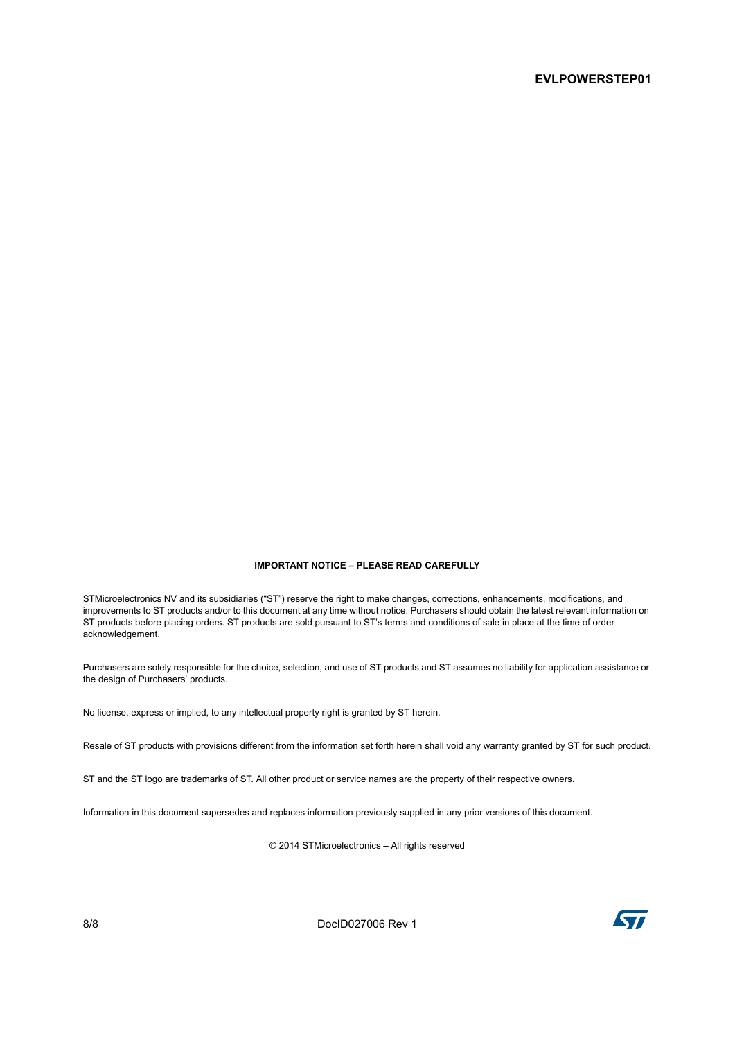**IMPORTANT NOTICE – PLEASE READ CAREFULLY**

STMicroelectronics NV and its subsidiaries (“ST”) reserve the right to make changes, corrections, enhancements, modifications, and improvements to ST products and/or to this document at any time without notice. Purchasers should obtain the latest relevant information on ST products before placing orders. ST products are sold pursuant to ST’s terms and conditions of sale in place at the time of order acknowledgement.

Purchasers are solely responsible for the choice, selection, and use of ST products and ST assumes no liability for application assistance or the design of Purchasers’ products.

No license, express or implied, to any intellectual property right is granted by ST herein.

Resale of ST products with provisions different from the information set forth herein shall void any warranty granted by ST for such product.

ST and the ST logo are trademarks of ST. All other product or service names are the property of their respective owners.

Information in this document supersedes and replaces information previously supplied in any prior versions of this document.

© 2014 STMicroelectronics – All rights reserved